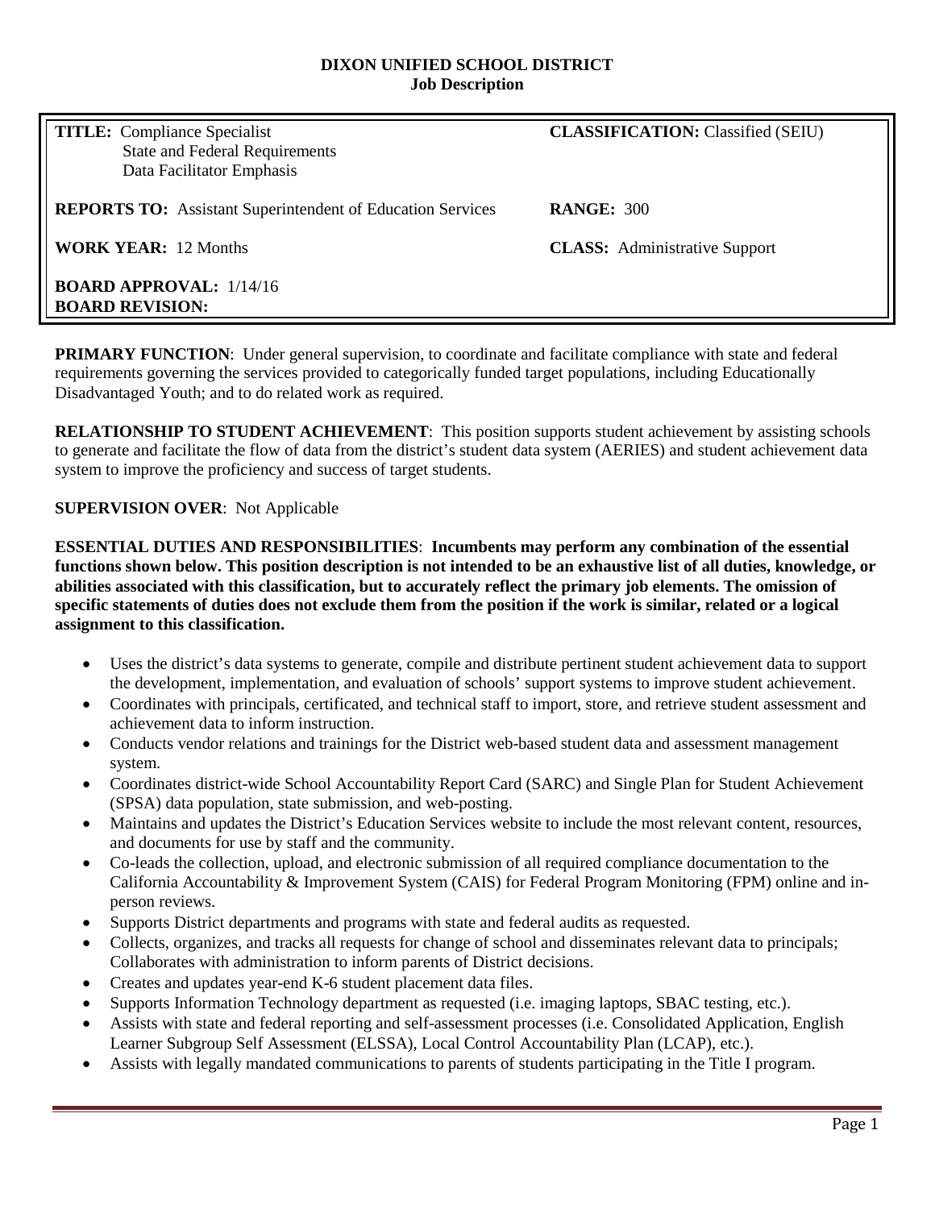# DIXON UNIFIED SCHOOL DISTRICT
## Job Description

| | |
|---|---|
| **TITLE:** Compliance Specialist<br>State and Federal Requirements<br>Data Facilitator Emphasis | **CLASSIFICATION:** Classified (SEIU) |
| **REPORTS TO:** Assistant Superintendent of Education Services | **RANGE:** 300 |
| **WORK YEAR:** 12 Months | **CLASS:** Administrative Support |
| **BOARD APPROVAL:** 1/14/16<br>**BOARD REVISION:** | |

**PRIMARY FUNCTION**: Under general supervision, to coordinate and facilitate compliance with state and federal requirements governing the services provided to categorically funded target populations, including Educationally Disadvantaged Youth; and to do related work as required.

**RELATIONSHIP TO STUDENT ACHIEVEMENT**: This position supports student achievement by assisting schools to generate and facilitate the flow of data from the district's student data system (AERIES) and student achievement data system to improve the proficiency and success of target students.

**SUPERVISION OVER**: Not Applicable

**ESSENTIAL DUTIES AND RESPONSIBILITIES**: **Incumbents may perform any combination of the essential functions shown below. This position description is not intended to be an exhaustive list of all duties, knowledge, or abilities associated with this classification, but to accurately reflect the primary job elements. The omission of specific statements of duties does not exclude them from the position if the work is similar, related or a logical assignment to this classification.**

- Uses the district's data systems to generate, compile and distribute pertinent student achievement data to support the development, implementation, and evaluation of schools' support systems to improve student achievement.
- Coordinates with principals, certificated, and technical staff to import, store, and retrieve student assessment and achievement data to inform instruction.
- Conducts vendor relations and trainings for the District web-based student data and assessment management system.
- Coordinates district-wide School Accountability Report Card (SARC) and Single Plan for Student Achievement (SPSA) data population, state submission, and web-posting.
- Maintains and updates the District's Education Services website to include the most relevant content, resources, and documents for use by staff and the community.
- Co-leads the collection, upload, and electronic submission of all required compliance documentation to the California Accountability & Improvement System (CAIS) for Federal Program Monitoring (FPM) online and in-person reviews.
- Supports District departments and programs with state and federal audits as requested.
- Collects, organizes, and tracks all requests for change of school and disseminates relevant data to principals; Collaborates with administration to inform parents of District decisions.
- Creates and updates year-end K-6 student placement data files.
- Supports Information Technology department as requested (i.e. imaging laptops, SBAC testing, etc.).
- Assists with state and federal reporting and self-assessment processes (i.e. Consolidated Application, English Learner Subgroup Self Assessment (ELSSA), Local Control Accountability Plan (LCAP), etc.).
- Assists with legally mandated communications to parents of students participating in the Title I program.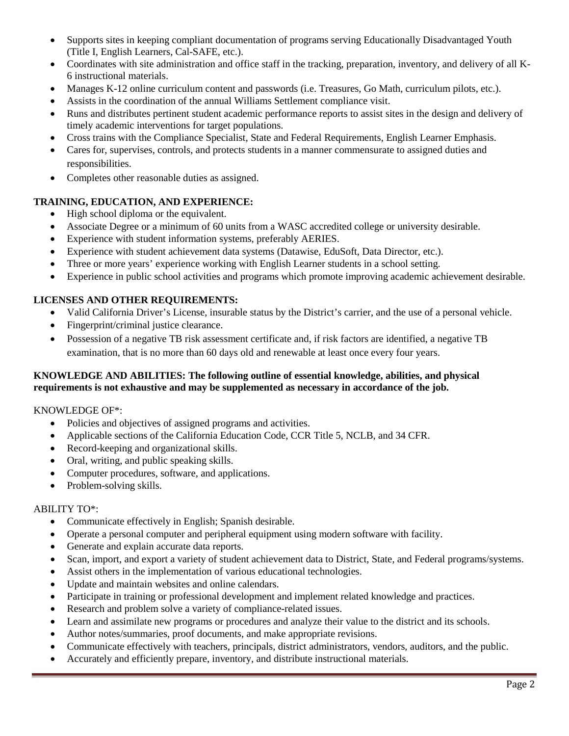- Supports sites in keeping compliant documentation of programs serving Educationally Disadvantaged Youth (Title I, English Learners, Cal-SAFE, etc.).
- Coordinates with site administration and office staff in the tracking, preparation, inventory, and delivery of all K-6 instructional materials.
- Manages K-12 online curriculum content and passwords (i.e. Treasures, Go Math, curriculum pilots, etc.).
- Assists in the coordination of the annual Williams Settlement compliance visit.
- Runs and distributes pertinent student academic performance reports to assist sites in the design and delivery of timely academic interventions for target populations.
- Cross trains with the Compliance Specialist, State and Federal Requirements, English Learner Emphasis.
- Cares for, supervises, controls, and protects students in a manner commensurate to assigned duties and responsibilities.
- Completes other reasonable duties as assigned.

**TRAINING, EDUCATION, AND EXPERIENCE:**

- High school diploma or the equivalent.
- Associate Degree or a minimum of 60 units from a WASC accredited college or university desirable.
- Experience with student information systems, preferably AERIES.
- Experience with student achievement data systems (Datawise, EduSoft, Data Director, etc.).
- Three or more years' experience working with English Learner students in a school setting.
- Experience in public school activities and programs which promote improving academic achievement desirable.

**LICENSES AND OTHER REQUIREMENTS:**

- Valid California Driver's License, insurable status by the District's carrier, and the use of a personal vehicle.
- Fingerprint/criminal justice clearance.
- Possession of a negative TB risk assessment certificate and, if risk factors are identified, a negative TB examination, that is no more than 60 days old and renewable at least once every four years.

**KNOWLEDGE AND ABILITIES: The following outline of essential knowledge, abilities, and physical requirements is not exhaustive and may be supplemented as necessary in accordance of the job.**

KNOWLEDGE OF*:

- Policies and objectives of assigned programs and activities.
- Applicable sections of the California Education Code, CCR Title 5, NCLB, and 34 CFR.
- Record-keeping and organizational skills.
- Oral, writing, and public speaking skills.
- Computer procedures, software, and applications.
- Problem-solving skills.

ABILITY TO*:

- Communicate effectively in English; Spanish desirable.
- Operate a personal computer and peripheral equipment using modern software with facility.
- Generate and explain accurate data reports.
- Scan, import, and export a variety of student achievement data to District, State, and Federal programs/systems.
- Assist others in the implementation of various educational technologies.
- Update and maintain websites and online calendars.
- Participate in training or professional development and implement related knowledge and practices.
- Research and problem solve a variety of compliance-related issues.
- Learn and assimilate new programs or procedures and analyze their value to the district and its schools.
- Author notes/summaries, proof documents, and make appropriate revisions.
- Communicate effectively with teachers, principals, district administrators, vendors, auditors, and the public.
- Accurately and efficiently prepare, inventory, and distribute instructional materials.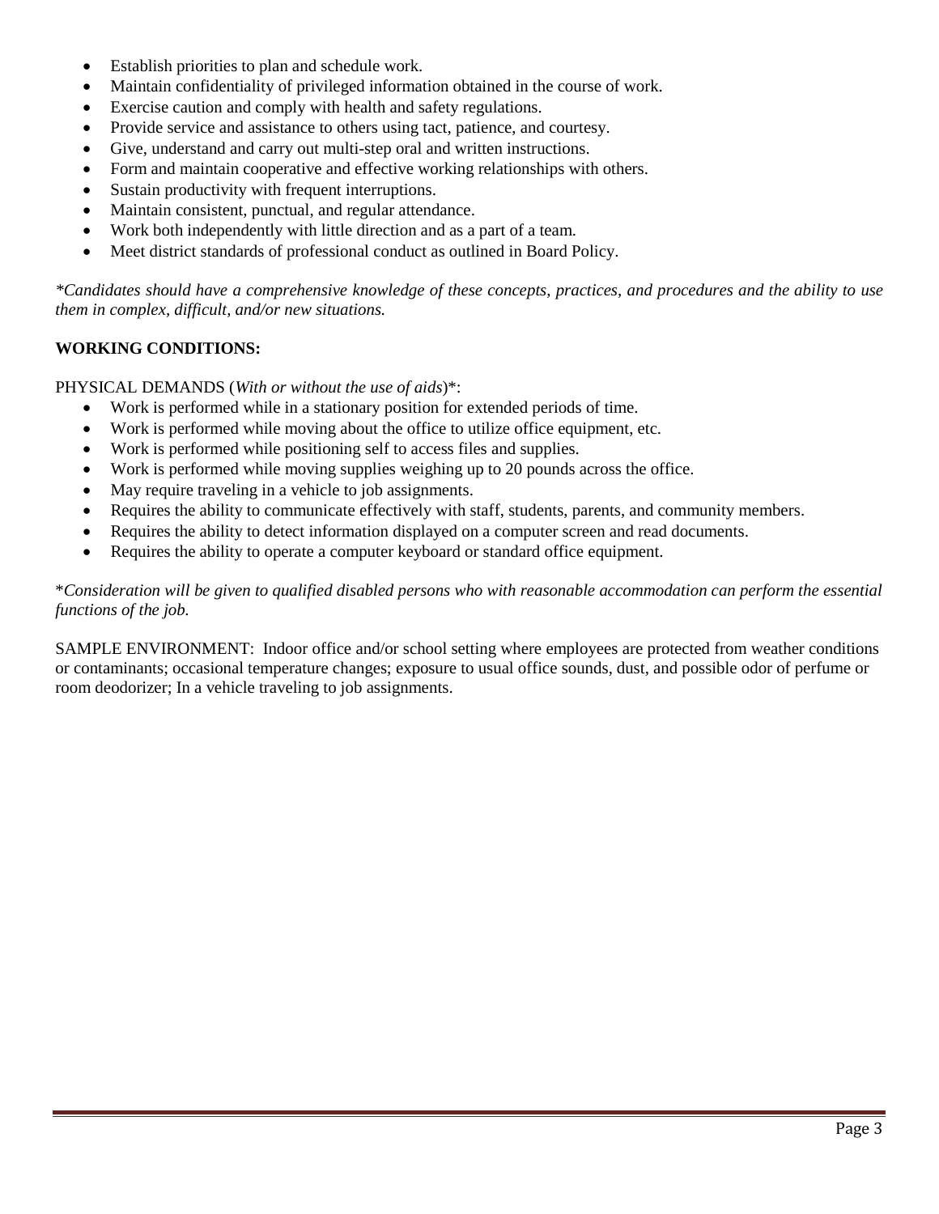- Establish priorities to plan and schedule work.
- Maintain confidentiality of privileged information obtained in the course of work.
- Exercise caution and comply with health and safety regulations.
- Provide service and assistance to others using tact, patience, and courtesy.
- Give, understand and carry out multi-step oral and written instructions.
- Form and maintain cooperative and effective working relationships with others.
- Sustain productivity with frequent interruptions.
- Maintain consistent, punctual, and regular attendance.
- Work both independently with little direction and as a part of a team.
- Meet district standards of professional conduct as outlined in Board Policy.

*\*Candidates should have a comprehensive knowledge of these concepts, practices, and procedures and the ability to use them in complex, difficult, and/or new situations.*

**WORKING CONDITIONS:**

PHYSICAL DEMANDS (*With or without the use of aids*)*:

- Work is performed while in a stationary position for extended periods of time.
- Work is performed while moving about the office to utilize office equipment, etc.
- Work is performed while positioning self to access files and supplies.
- Work is performed while moving supplies weighing up to 20 pounds across the office.
- May require traveling in a vehicle to job assignments.
- Requires the ability to communicate effectively with staff, students, parents, and community members.
- Requires the ability to detect information displayed on a computer screen and read documents.
- Requires the ability to operate a computer keyboard or standard office equipment.

\**Consideration will be given to qualified disabled persons who with reasonable accommodation can perform the essential functions of the job.*

SAMPLE ENVIRONMENT: Indoor office and/or school setting where employees are protected from weather conditions or contaminants; occasional temperature changes; exposure to usual office sounds, dust, and possible odor of perfume or room deodorizer; In a vehicle traveling to job assignments.